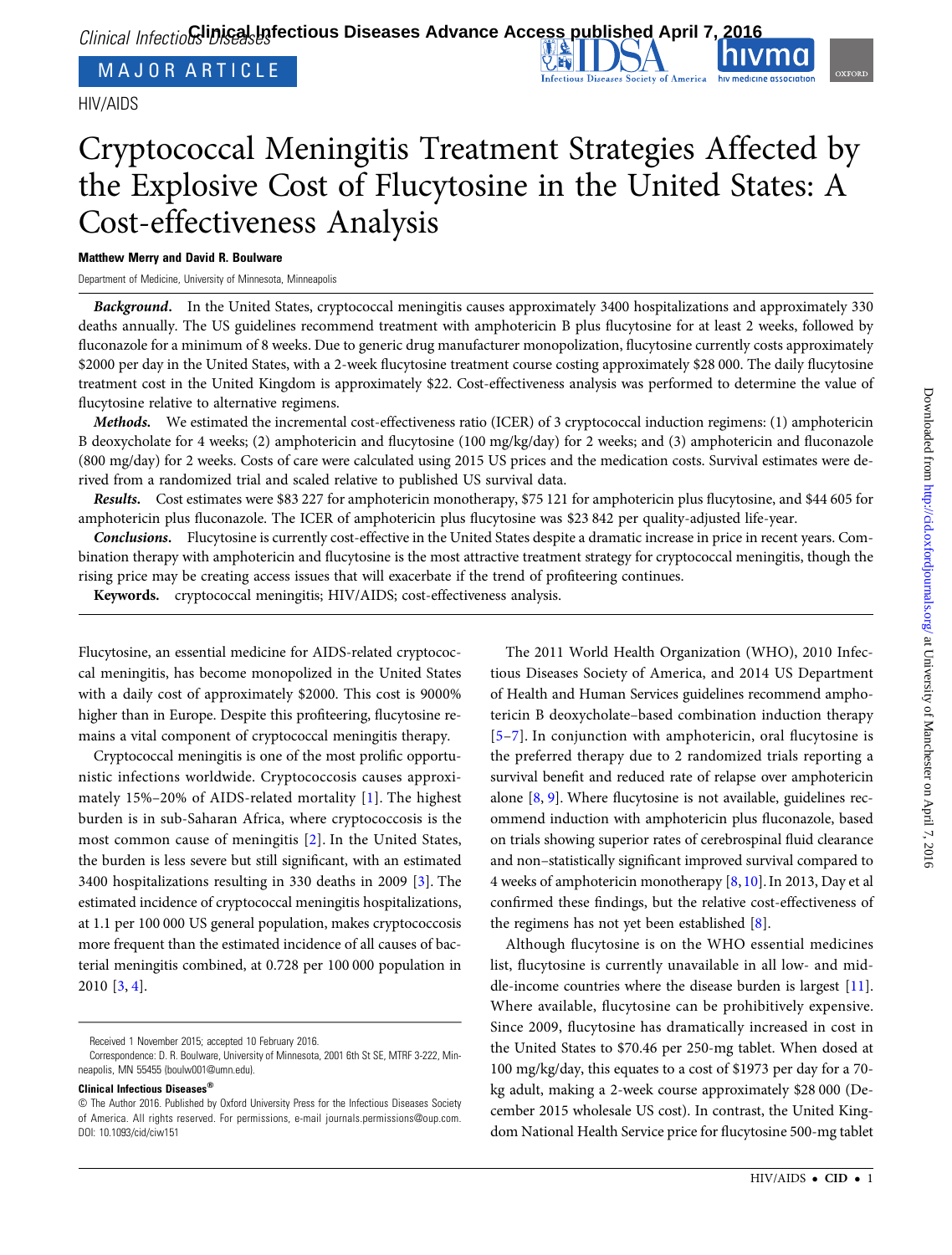MAJOR ARTICLE

HIV/AIDS

# Cryptococcal Meningitis Treatment Strategies Affected by the Explosive Cost of Flucytosine in the United States: A Cost-effectiveness Analysis

**Matthew Merry and David R. Boulware**

Department of Medicine, University of Minnesota, Minneapolis

***Background.*** In the United States, cryptococcal meningitis causes approximately 3400 hospitalizations and approximately 330 deaths annually. The US guidelines recommend treatment with amphotericin B plus flucytosine for at least 2 weeks, followed by fluconazole for a minimum of 8 weeks. Due to generic drug manufacturer monopolization, flucytosine currently costs approximately \$2000 per day in the United States, with a 2-week flucytosine treatment course costing approximately \$28 000. The daily flucytosine treatment cost in the United Kingdom is approximately \$22. Cost-effectiveness analysis was performed to determine the value of flucytosine relative to alternative regimens.

***Methods.*** We estimated the incremental cost-effectiveness ratio (ICER) of 3 cryptococcal induction regimens: (1) amphotericin B deoxycholate for 4 weeks; (2) amphotericin and flucytosine (100 mg/kg/day) for 2 weeks; and (3) amphotericin and fluconazole (800 mg/day) for 2 weeks. Costs of care were calculated using 2015 US prices and the medication costs. Survival estimates were derived from a randomized trial and scaled relative to published US survival data.

***Results.*** Cost estimates were \$83 227 for amphotericin monotherapy, \$75 121 for amphotericin plus flucytosine, and \$44 605 for amphotericin plus fluconazole. The ICER of amphotericin plus flucytosine was \$23 842 per quality-adjusted life-year.

***Conclusions.*** Flucytosine is currently cost-effective in the United States despite a dramatic increase in price in recent years. Combination therapy with amphotericin and flucytosine is the most attractive treatment strategy for cryptococcal meningitis, though the rising price may be creating access issues that will exacerbate if the trend of profiteering continues.

**Keywords.** cryptococcal meningitis; HIV/AIDS; cost-effectiveness analysis.

---

Flucytosine, an essential medicine for AIDS-related cryptococcal meningitis, has become monopolized in the United States with a daily cost of approximately \$2000. This cost is 9000% higher than in Europe. Despite this profiteering, flucytosine remains a vital component of cryptococcal meningitis therapy.

Cryptococcal meningitis is one of the most prolific opportunistic infections worldwide. Cryptococcosis causes approximately 15%–20% of AIDS-related mortality [1]. The highest burden is in sub-Saharan Africa, where cryptococcosis is the most common cause of meningitis [2]. In the United States, the burden is less severe but still significant, with an estimated 3400 hospitalizations resulting in 330 deaths in 2009 [3]. The estimated incidence of cryptococcal meningitis hospitalizations, at 1.1 per 100 000 US general population, makes cryptococcosis more frequent than the estimated incidence of all causes of bacterial meningitis combined, at 0.728 per 100 000 population in 2010 [3, 4].

The 2011 World Health Organization (WHO), 2010 Infectious Diseases Society of America, and 2014 US Department of Health and Human Services guidelines recommend amphotericin B deoxycholate–based combination induction therapy [5–7]. In conjunction with amphotericin, oral flucytosine is the preferred therapy due to 2 randomized trials reporting a survival benefit and reduced rate of relapse over amphotericin alone [8, 9]. Where flucytosine is not available, guidelines recommend induction with amphotericin plus fluconazole, based on trials showing superior rates of cerebrospinal fluid clearance and non–statistically significant improved survival compared to 4 weeks of amphotericin monotherapy [8, 10]. In 2013, Day et al confirmed these findings, but the relative cost-effectiveness of the regimens has not yet been established [8].

Although flucytosine is on the WHO essential medicines list, flucytosine is currently unavailable in all low- and middle-income countries where the disease burden is largest [11]. Where available, flucytosine can be prohibitively expensive. Since 2009, flucytosine has dramatically increased in cost in the United States to \$70.46 per 250-mg tablet. When dosed at 100 mg/kg/day, this equates to a cost of \$1973 per day for a 70-kg adult, making a 2-week course approximately \$28 000 (December 2015 wholesale US cost). In contrast, the United Kingdom National Health Service price for flucytosine 500-mg tablet

---

Received 1 November 2015; accepted 10 February 2016.

Correspondence: D. R. Boulware, University of Minnesota, 2001 6th St SE, MTRF 3-222, Minneapolis, MN 55455 (boulw001@umn.edu).

**Clinical Infectious Diseases®**

© The Author 2016. Published by Oxford University Press for the Infectious Diseases Society of America. All rights reserved. For permissions, e-mail journals.permissions@oup.com. DOI: 10.1093/cid/ciw151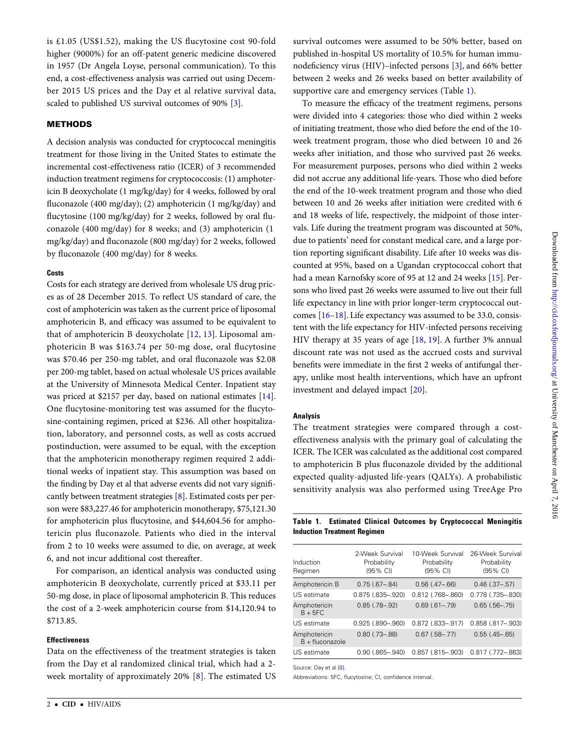is £1.05 (US$1.52), making the US flucytosine cost 90-fold higher (9000%) for an off-patent generic medicine discovered in 1957 (Dr Angela Loyse, personal communication). To this end, a cost-effectiveness analysis was carried out using December 2015 US prices and the Day et al relative survival data, scaled to published US survival outcomes of 90% [3].

## METHODS

A decision analysis was conducted for cryptococcal meningitis treatment for those living in the United States to estimate the incremental cost-effectiveness ratio (ICER) of 3 recommended induction treatment regimens for cryptococcosis: (1) amphotericin B deoxycholate (1 mg/kg/day) for 4 weeks, followed by oral fluconazole (400 mg/day); (2) amphotericin (1 mg/kg/day) and flucytosine (100 mg/kg/day) for 2 weeks, followed by oral fluconazole (400 mg/day) for 8 weeks; and (3) amphotericin (1 mg/kg/day) and fluconazole (800 mg/day) for 2 weeks, followed by fluconazole (400 mg/day) for 8 weeks.

### Costs

Costs for each strategy are derived from wholesale US drug prices as of 28 December 2015. To reflect US standard of care, the cost of amphotericin was taken as the current price of liposomal amphotericin B, and efficacy was assumed to be equivalent to that of amphotericin B deoxycholate [12, 13]. Liposomal amphotericin B was $163.74 per 50-mg dose, oral flucytosine was $70.46 per 250-mg tablet, and oral fluconazole was $2.08 per 200-mg tablet, based on actual wholesale US prices available at the University of Minnesota Medical Center. Inpatient stay was priced at $2157 per day, based on national estimates [14]. One flucytosine-monitoring test was assumed for the flucytosine-containing regimen, priced at $236. All other hospitalization, laboratory, and personnel costs, as well as costs accrued postinduction, were assumed to be equal, with the exception that the amphotericin monotherapy regimen required 2 additional weeks of inpatient stay. This assumption was based on the finding by Day et al that adverse events did not vary significantly between treatment strategies [8]. Estimated costs per person were $83,227.46 for amphotericin monotherapy, $75,121.30 for amphotericin plus flucytosine, and $44,604.56 for amphotericin plus fluconazole. Patients who died in the interval from 2 to 10 weeks were assumed to die, on average, at week 6, and not incur additional cost thereafter.

For comparison, an identical analysis was conducted using amphotericin B deoxycholate, currently priced at $33.11 per 50-mg dose, in place of liposomal amphotericin B. This reduces the cost of a 2-week amphotericin course from $14,120.94 to $713.85.

### Effectiveness

Data on the effectiveness of the treatment strategies is taken from the Day et al randomized clinical trial, which had a 2-week mortality of approximately 20% [8]. The estimated US survival outcomes were assumed to be 50% better, based on published in-hospital US mortality of 10.5% for human immunodeficiency virus (HIV)–infected persons [3], and 66% better between 2 weeks and 26 weeks based on better availability of supportive care and emergency services (Table 1).

To measure the efficacy of the treatment regimens, persons were divided into 4 categories: those who died within 2 weeks of initiating treatment, those who died before the end of the 10-week treatment program, those who died between 10 and 26 weeks after initiation, and those who survived past 26 weeks. For measurement purposes, persons who died within 2 weeks did not accrue any additional life-years. Those who died before the end of the 10-week treatment program and those who died between 10 and 26 weeks after initiation were credited with 6 and 18 weeks of life, respectively, the midpoint of those intervals. Life during the treatment program was discounted at 50%, due to patients' need for constant medical care, and a large portion reporting significant disability. Life after 10 weeks was discounted at 95%, based on a Ugandan cryptococcal cohort that had a mean Karnofsky score of 95 at 12 and 24 weeks [15]. Persons who lived past 26 weeks were assumed to live out their full life expectancy in line with prior longer-term cryptococcal outcomes [16–18]. Life expectancy was assumed to be 33.0, consistent with the life expectancy for HIV-infected persons receiving HIV therapy at 35 years of age [18, 19]. A further 3% annual discount rate was not used as the accrued costs and survival benefits were immediate in the first 2 weeks of antifungal therapy, unlike most health interventions, which have an upfront investment and delayed impact [20].

### Analysis

The treatment strategies were compared through a cost-effectiveness analysis with the primary goal of calculating the ICER. The ICER was calculated as the additional cost compared to amphotericin B plus fluconazole divided by the additional expected quality-adjusted life-years (QALYs). A probabilistic sensitivity analysis was also performed using TreeAge Pro

**Table 1. Estimated Clinical Outcomes by Cryptococcal Meningitis Induction Treatment Regimen**

| Induction Regimen | 2-Week Survival Probability (95% CI) | 10-Week Survival Probability (95% CI) | 26-Week Survival Probability (95% CI) |
|---|---|---|---|
| Amphotericin B | 0.75 (.67–.84) | 0.56 (.47–.66) | 0.46 (.37–.57) |
| US estimate | 0.875 (.835–.920) | 0.812 (.768–.860) | 0.778 (.735–.830) |
| Amphotericin B + 5FC | 0.85 (.78–.92) | 0.69 (.61–.79) | 0.65 (.56–.75) |
| US estimate | 0.925 (.890–.960) | 0.872 (.833–.917) | 0.858 (.817–.903) |
| Amphotericin B + fluconazole | 0.80 (.73–.88) | 0.67 (.58–.77) | 0.55 (.45–.65) |
| US estimate | 0.90 (.865–.940) | 0.857 (.815–.903) | 0.817 (.772–.863) |

Source: Day et al [8].

Abbreviations: 5FC, flucytosine; CI, confidence interval.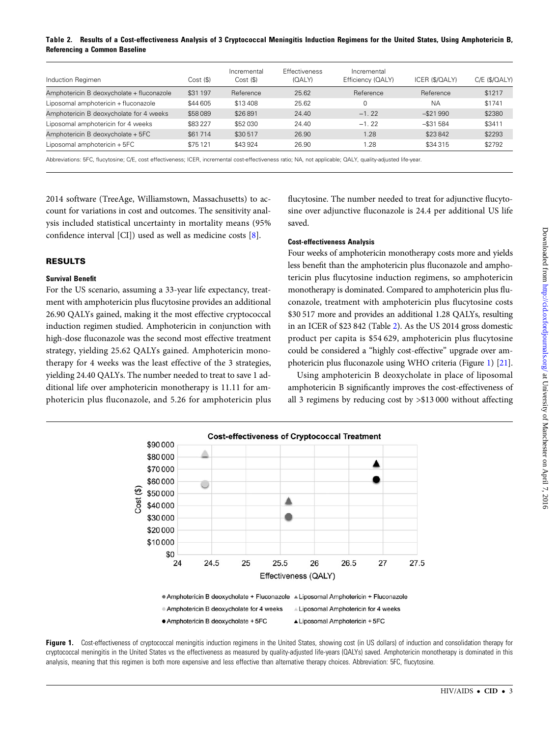**Table 2. Results of a Cost-effectiveness Analysis of 3 Cryptococcal Meningitis Induction Regimens for the United States, Using Amphotericin B, Referencing a Common Baseline**

| Induction Regimen | Cost ($) | Incremental Cost ($) | Effectiveness (QALY) | Incremental Efficiency (QALY) | ICER ($/QALY) | C/E ($/QALY) |
|---|---|---|---|---|---|---|
| Amphotericin B deoxycholate + fluconazole | $31 197 | Reference | 25.62 | Reference | Reference | $1217 |
| Liposomal amphotericin + fluconazole | $44 605 | $13 408 | 25.62 | 0 | NA | $1741 |
| Amphotericin B deoxycholate for 4 weeks | $58 089 | $26 891 | 24.40 | −1. 22 | −$21 990 | $2380 |
| Liposomal amphotericin for 4 weeks | $83 227 | $52 030 | 24.40 | −1. 22 | −$31 584 | $3411 |
| Amphotericin B deoxycholate + 5FC | $61 714 | $30 517 | 26.90 | 1.28 | $23 842 | $2293 |
| Liposomal amphotericin + 5FC | $75 121 | $43 924 | 26.90 | 1.28 | $34 315 | $2792 |

Abbreviations: 5FC, flucytosine; C/E, cost effectiveness; ICER, incremental cost-effectiveness ratio; NA, not applicable; QALY, quality-adjusted life-year.

2014 software (TreeAge, Williamstown, Massachusetts) to account for variations in cost and outcomes. The sensitivity analysis included statistical uncertainty in mortality means (95% confidence interval [CI]) used as well as medicine costs [8].

## RESULTS

### Survival Benefit

For the US scenario, assuming a 33-year life expectancy, treatment with amphotericin plus flucytosine provides an additional 26.90 QALYs gained, making it the most effective cryptococcal induction regimen studied. Amphotericin in conjunction with high-dose fluconazole was the second most effective treatment strategy, yielding 25.62 QALYs gained. Amphotericin monotherapy for 4 weeks was the least effective of the 3 strategies, yielding 24.40 QALYs. The number needed to treat to save 1 additional life over amphotericin monotherapy is 11.11 for amphotericin plus fluconazole, and 5.26 for amphotericin plus flucytosine. The number needed to treat for adjunctive flucytosine over adjunctive fluconazole is 24.4 per additional US life saved.

### Cost-effectiveness Analysis

Four weeks of amphotericin monotherapy costs more and yields less benefit than the amphotericin plus fluconazole and amphotericin plus flucytosine induction regimens, so amphotericin monotherapy is dominated. Compared to amphotericin plus fluconazole, treatment with amphotericin plus flucytosine costs $30 517 more and provides an additional 1.28 QALYs, resulting in an ICER of $23 842 (Table 2). As the US 2014 gross domestic product per capita is $54 629, amphotericin plus flucytosine could be considered a "highly cost-effective" upgrade over amphotericin plus fluconazole using WHO criteria (Figure 1) [21].

Using amphotericin B deoxycholate in place of liposomal amphotericin B significantly improves the cost-effectiveness of all 3 regimens by reducing cost by >$13 000 without affecting

**Figure 1.** Cost-effectiveness of cryptococcal meningitis induction regimens in the United States, showing cost (in US dollars) of induction and consolidation therapy for cryptococcal meningitis in the United States vs the effectiveness as measured by quality-adjusted life-years (QALYs) saved. Amphotericin monotherapy is dominated in this analysis, meaning that this regimen is both more expensive and less effective than alternative therapy choices. Abbreviation: 5FC, flucytosine.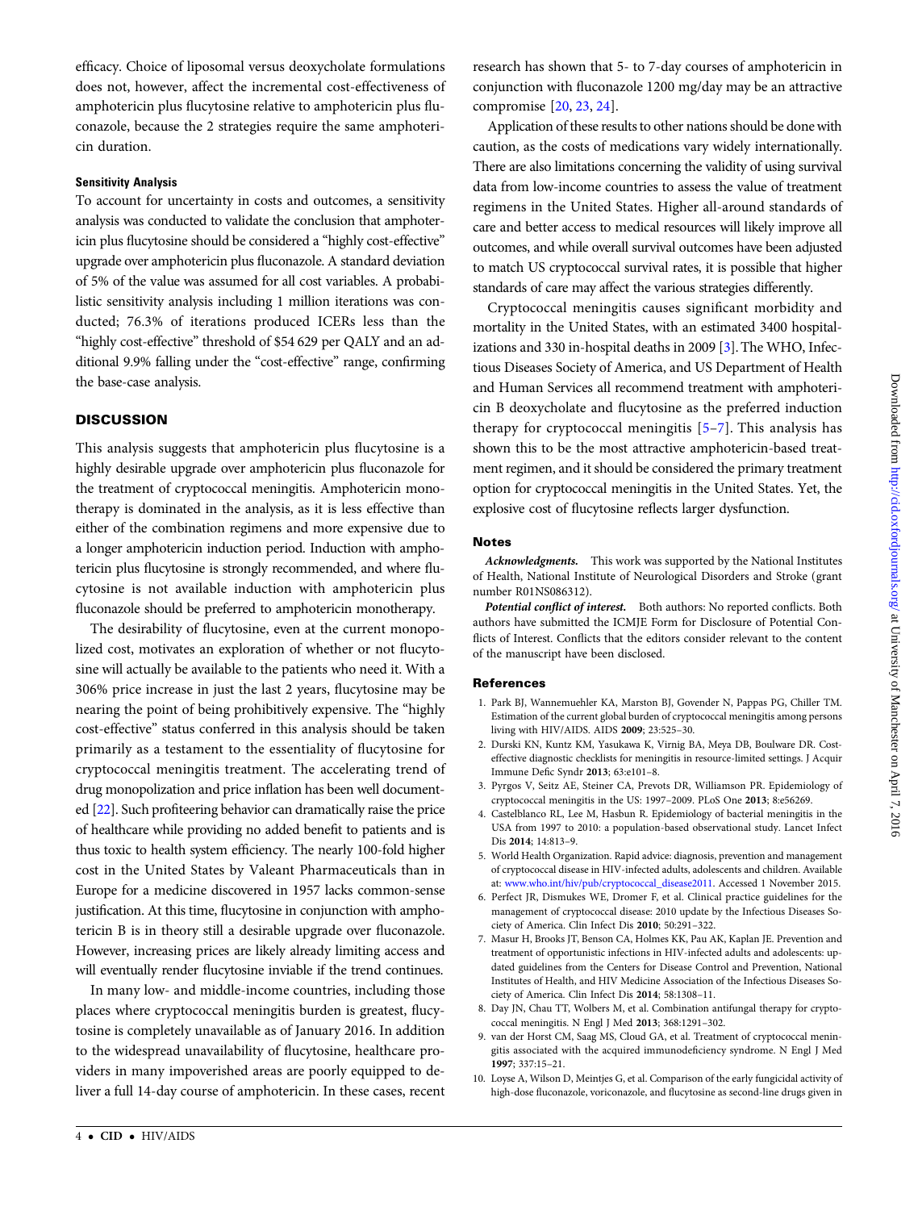efficacy. Choice of liposomal versus deoxycholate formulations does not, however, affect the incremental cost-effectiveness of amphotericin plus flucytosine relative to amphotericin plus fluconazole, because the 2 strategies require the same amphotericin duration.

#### Sensitivity Analysis

To account for uncertainty in costs and outcomes, a sensitivity analysis was conducted to validate the conclusion that amphotericin plus flucytosine should be considered a "highly cost-effective" upgrade over amphotericin plus fluconazole. A standard deviation of 5% of the value was assumed for all cost variables. A probabilistic sensitivity analysis including 1 million iterations was conducted; 76.3% of iterations produced ICERs less than the "highly cost-effective" threshold of $54 629 per QALY and an additional 9.9% falling under the "cost-effective" range, confirming the base-case analysis.

## DISCUSSION

This analysis suggests that amphotericin plus flucytosine is a highly desirable upgrade over amphotericin plus fluconazole for the treatment of cryptococcal meningitis. Amphotericin monotherapy is dominated in the analysis, as it is less effective than either of the combination regimens and more expensive due to a longer amphotericin induction period. Induction with amphotericin plus flucytosine is strongly recommended, and where flucytosine is not available induction with amphotericin plus fluconazole should be preferred to amphotericin monotherapy.

The desirability of flucytosine, even at the current monopolized cost, motivates an exploration of whether or not flucytosine will actually be available to the patients who need it. With a 306% price increase in just the last 2 years, flucytosine may be nearing the point of being prohibitively expensive. The "highly cost-effective" status conferred in this analysis should be taken primarily as a testament to the essentiality of flucytosine for cryptococcal meningitis treatment. The accelerating trend of drug monopolization and price inflation has been well documented [22]. Such profiteering behavior can dramatically raise the price of healthcare while providing no added benefit to patients and is thus toxic to health system efficiency. The nearly 100-fold higher cost in the United States by Valeant Pharmaceuticals than in Europe for a medicine discovered in 1957 lacks common-sense justification. At this time, flucytosine in conjunction with amphotericin B is in theory still a desirable upgrade over fluconazole. However, increasing prices are likely already limiting access and will eventually render flucytosine inviable if the trend continues.

In many low- and middle-income countries, including those places where cryptococcal meningitis burden is greatest, flucytosine is completely unavailable as of January 2016. In addition to the widespread unavailability of flucytosine, healthcare providers in many impoverished areas are poorly equipped to deliver a full 14-day course of amphotericin. In these cases, recent research has shown that 5- to 7-day courses of amphotericin in conjunction with fluconazole 1200 mg/day may be an attractive compromise [20, 23, 24].

Application of these results to other nations should be done with caution, as the costs of medications vary widely internationally. There are also limitations concerning the validity of using survival data from low-income countries to assess the value of treatment regimens in the United States. Higher all-around standards of care and better access to medical resources will likely improve all outcomes, and while overall survival outcomes have been adjusted to match US cryptococcal survival rates, it is possible that higher standards of care may affect the various strategies differently.

Cryptococcal meningitis causes significant morbidity and mortality in the United States, with an estimated 3400 hospitalizations and 330 in-hospital deaths in 2009 [3]. The WHO, Infectious Diseases Society of America, and US Department of Health and Human Services all recommend treatment with amphotericin B deoxycholate and flucytosine as the preferred induction therapy for cryptococcal meningitis [5–7]. This analysis has shown this to be the most attractive amphotericin-based treatment regimen, and it should be considered the primary treatment option for cryptococcal meningitis in the United States. Yet, the explosive cost of flucytosine reflects larger dysfunction.

### Notes

***Acknowledgments.*** This work was supported by the National Institutes of Health, National Institute of Neurological Disorders and Stroke (grant number R01NS086312).

***Potential conflict of interest.*** Both authors: No reported conflicts. Both authors have submitted the ICMJE Form for Disclosure of Potential Conflicts of Interest. Conflicts that the editors consider relevant to the content of the manuscript have been disclosed.

### References

1. Park BJ, Wannemuehler KA, Marston BJ, Govender N, Pappas PG, Chiller TM. Estimation of the current global burden of cryptococcal meningitis among persons living with HIV/AIDS. AIDS **2009**; 23:525–30.
2. Durski KN, Kuntz KM, Yasukawa K, Virnig BA, Meya DB, Boulware DR. Cost-effective diagnostic checklists for meningitis in resource-limited settings. J Acquir Immune Defic Syndr **2013**; 63:e101–8.
3. Pyrgos V, Seitz AE, Steiner CA, Prevots DR, Williamson PR. Epidemiology of cryptococcal meningitis in the US: 1997–2009. PLoS One **2013**; 8:e56269.
4. Castelblanco RL, Lee M, Hasbun R. Epidemiology of bacterial meningitis in the USA from 1997 to 2010: a population-based observational study. Lancet Infect Dis **2014**; 14:813–9.
5. World Health Organization. Rapid advice: diagnosis, prevention and management of cryptococcal disease in HIV-infected adults, adolescents and children. Available at: www.who.int/hiv/pub/cryptococcal_disease2011. Accessed 1 November 2015.
6. Perfect JR, Dismukes WE, Dromer F, et al. Clinical practice guidelines for the management of cryptococcal disease: 2010 update by the Infectious Diseases Society of America. Clin Infect Dis **2010**; 50:291–322.
7. Masur H, Brooks JT, Benson CA, Holmes KK, Pau AK, Kaplan JE. Prevention and treatment of opportunistic infections in HIV-infected adults and adolescents: updated guidelines from the Centers for Disease Control and Prevention, National Institutes of Health, and HIV Medicine Association of the Infectious Diseases Society of America. Clin Infect Dis **2014**; 58:1308–11.
8. Day JN, Chau TT, Wolbers M, et al. Combination antifungal therapy for cryptococcal meningitis. N Engl J Med **2013**; 368:1291–302.
9. van der Horst CM, Saag MS, Cloud GA, et al. Treatment of cryptococcal meningitis associated with the acquired immunodeficiency syndrome. N Engl J Med **1997**; 337:15–21.
10. Loyse A, Wilson D, Meintjes G, et al. Comparison of the early fungicidal activity of high-dose fluconazole, voriconazole, and flucytosine as second-line drugs given in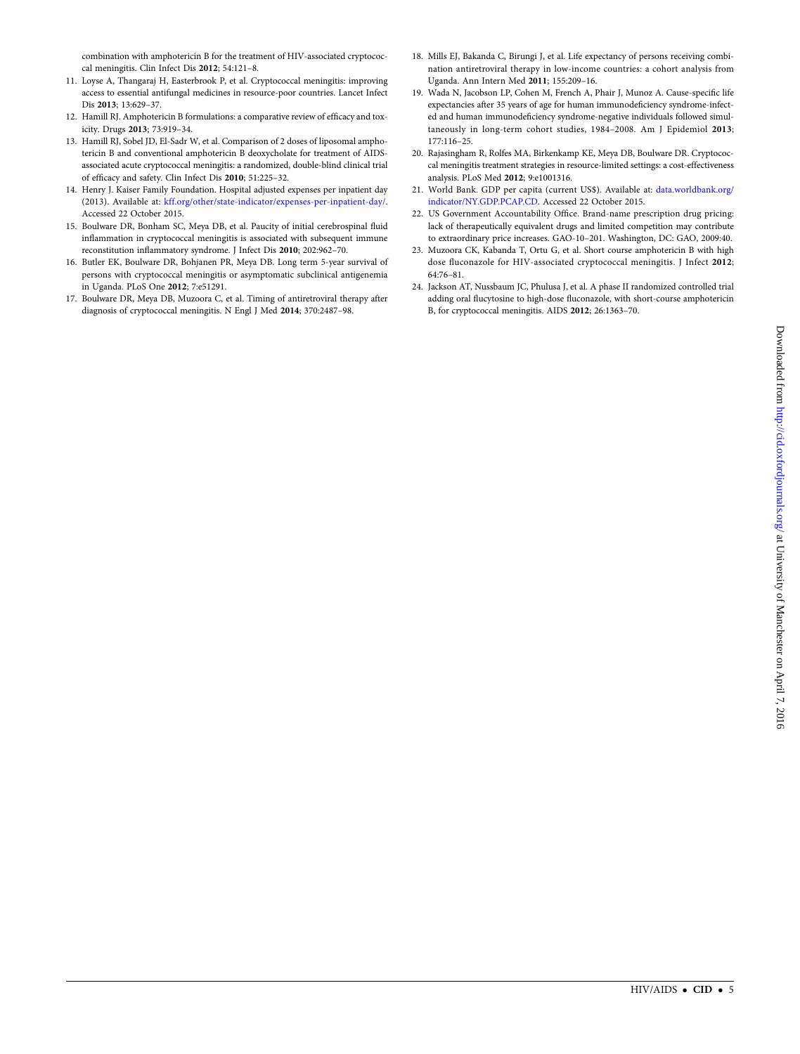combination with amphotericin B for the treatment of HIV-associated cryptococcal meningitis. Clin Infect Dis **2012**; 54:121–8.

11. Loyse A, Thangaraj H, Easterbrook P, et al. Cryptococcal meningitis: improving access to essential antifungal medicines in resource-poor countries. Lancet Infect Dis **2013**; 13:629–37.
12. Hamill RJ. Amphotericin B formulations: a comparative review of efficacy and toxicity. Drugs **2013**; 73:919–34.
13. Hamill RJ, Sobel JD, El-Sadr W, et al. Comparison of 2 doses of liposomal amphotericin B and conventional amphotericin B deoxycholate for treatment of AIDS-associated acute cryptococcal meningitis: a randomized, double-blind clinical trial of efficacy and safety. Clin Infect Dis **2010**; 51:225–32.
14. Henry J. Kaiser Family Foundation. Hospital adjusted expenses per inpatient day (2013). Available at: kff.org/other/state-indicator/expenses-per-inpatient-day/. Accessed 22 October 2015.
15. Boulware DR, Bonham SC, Meya DB, et al. Paucity of initial cerebrospinal fluid inflammation in cryptococcal meningitis is associated with subsequent immune reconstitution inflammatory syndrome. J Infect Dis **2010**; 202:962–70.
16. Butler EK, Boulware DR, Bohjanen PR, Meya DB. Long term 5-year survival of persons with cryptococcal meningitis or asymptomatic subclinical antigenemia in Uganda. PLoS One **2012**; 7:e51291.
17. Boulware DR, Meya DB, Muzoora C, et al. Timing of antiretroviral therapy after diagnosis of cryptococcal meningitis. N Engl J Med **2014**; 370:2487–98.
18. Mills EJ, Bakanda C, Birungi J, et al. Life expectancy of persons receiving combination antiretroviral therapy in low-income countries: a cohort analysis from Uganda. Ann Intern Med **2011**; 155:209–16.
19. Wada N, Jacobson LP, Cohen M, French A, Phair J, Munoz A. Cause-specific life expectancies after 35 years of age for human immunodeficiency syndrome-infected and human immunodeficiency syndrome-negative individuals followed simultaneously in long-term cohort studies, 1984–2008. Am J Epidemiol **2013**; 177:116–25.
20. Rajasingham R, Rolfes MA, Birkenkamp KE, Meya DB, Boulware DR. Cryptococcal meningitis treatment strategies in resource-limited settings: a cost-effectiveness analysis. PLoS Med **2012**; 9:e1001316.
21. World Bank. GDP per capita (current US$). Available at: data.worldbank.org/indicator/NY.GDP.PCAP.CD. Accessed 22 October 2015.
22. US Government Accountability Office. Brand-name prescription drug pricing: lack of therapeutically equivalent drugs and limited competition may contribute to extraordinary price increases. GAO-10–201. Washington, DC: GAO, 2009:40.
23. Muzoora CK, Kabanda T, Ortu G, et al. Short course amphotericin B with high dose fluconazole for HIV-associated cryptococcal meningitis. J Infect **2012**; 64:76–81.
24. Jackson AT, Nussbaum JC, Phulusa J, et al. A phase II randomized controlled trial adding oral flucytosine to high-dose fluconazole, with short-course amphotericin B, for cryptococcal meningitis. AIDS **2012**; 26:1363–70.